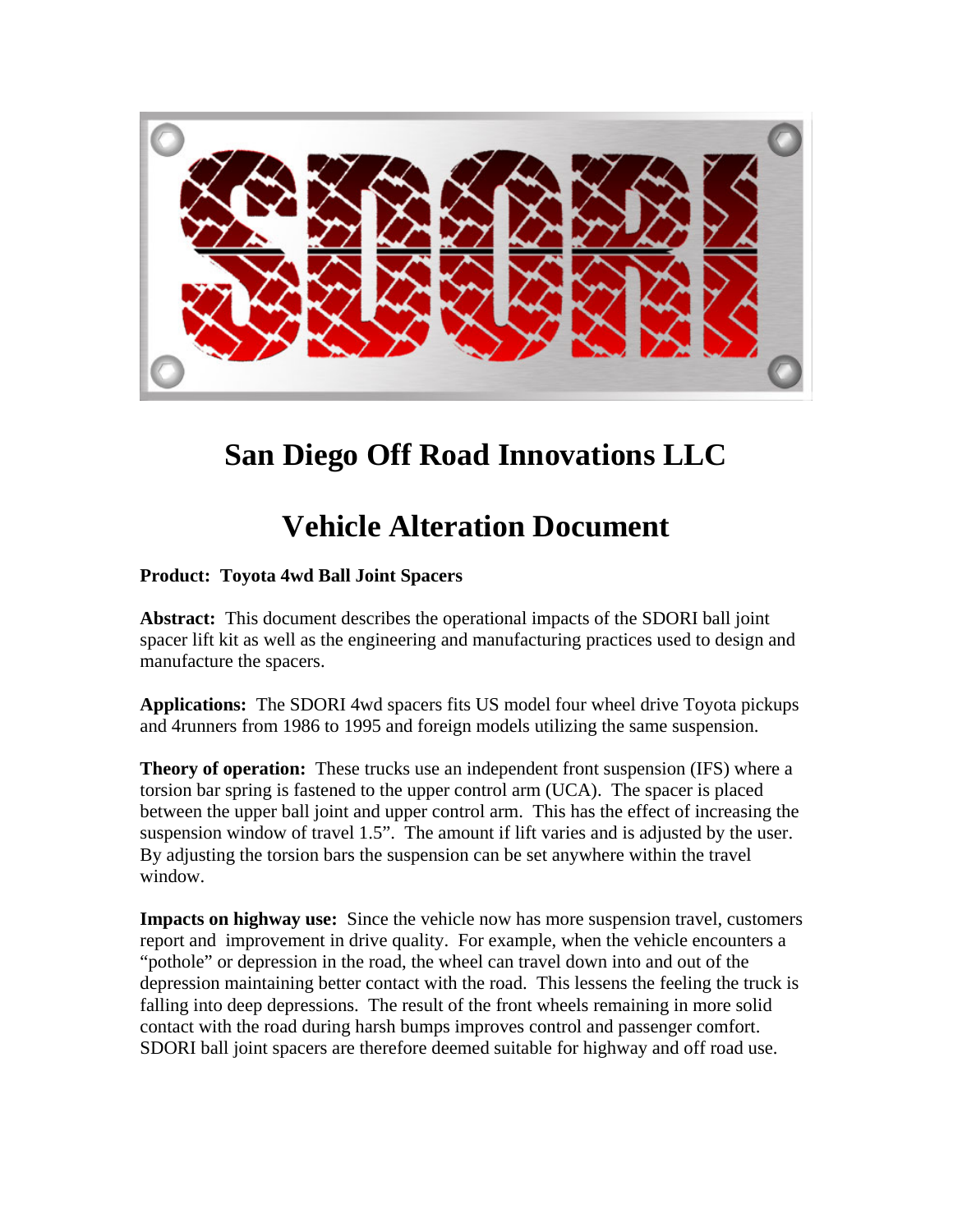# San Diego Off Road Innovations LLC

# Vehicle Alteration Document

**Product: Toyota 4wd Ball Joint Spacers**

**Abstract:** This document describes the operational impacts of the SDORI ball joint spacer lift kit as well as the engineering and manufacturing practices used to design and manufacture the spacers.

**Applications:** The SDORI 4wd spacers fits US model four wheel drive Toyota pickups and 4runners from 1986 to 1995 and foreign models utilizing the same suspension.

**Theory of operation:** These trucks use an independent front suspension (IFS) where a torsion bar spring is fastened to the upper control arm (UCA). The spacer is placed between the upper ball joint and upper control arm. This has the effect of increasing the suspension window of travel 1.5". The amount if lift varies and is adjusted by the user. By adjusting the torsion bars the suspension can be set anywhere within the travel window.

**Impacts on highway use:** Since the vehicle now has more suspension travel, customers report and improvement in drive quality. For example, when the vehicle encounters a "pothole" or depression in the road, the wheel can travel down into and out of the depression maintaining better contact with the road. This lessens the feeling the truck is falling into deep depressions. The result of the front wheels remaining in more solid contact with the road during harsh bumps improves control and passenger comfort. SDORI ball joint spacers are therefore deemed suitable for highway and off road use.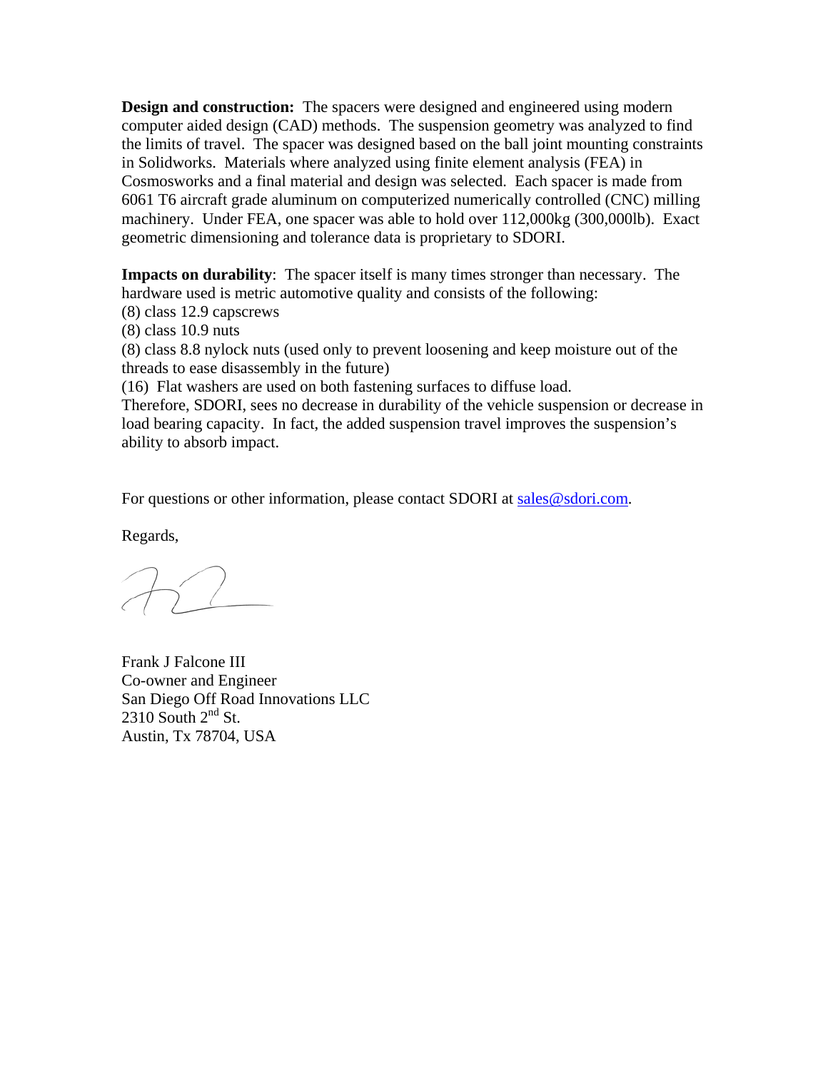**Design and construction:** The spacers were designed and engineered using modern computer aided design (CAD) methods. The suspension geometry was analyzed to find the limits of travel. The spacer was designed based on the ball joint mounting constraints in Solidworks. Materials where analyzed using finite element analysis (FEA) in Cosmosworks and a final material and design was selected. Each spacer is made from 6061 T6 aircraft grade aluminum on computerized numerically controlled (CNC) milling machinery. Under FEA, one spacer was able to hold over 112,000kg (300,000lb). Exact geometric dimensioning and tolerance data is proprietary to SDORI.

**Impacts on durability**: The spacer itself is many times stronger than necessary. The hardware used is metric automotive quality and consists of the following:
(8) class 12.9 capscrews
(8) class 10.9 nuts
(8) class 8.8 nylock nuts (used only to prevent loosening and keep moisture out of the threads to ease disassembly in the future)
(16) Flat washers are used on both fastening surfaces to diffuse load.
Therefore, SDORI, sees no decrease in durability of the vehicle suspension or decrease in load bearing capacity. In fact, the added suspension travel improves the suspension's ability to absorb impact.

For questions or other information, please contact SDORI at sales@sdori.com.

Regards,

Frank J Falcone III
Co-owner and Engineer
San Diego Off Road Innovations LLC
2310 South 2nd St.
Austin, Tx 78704, USA